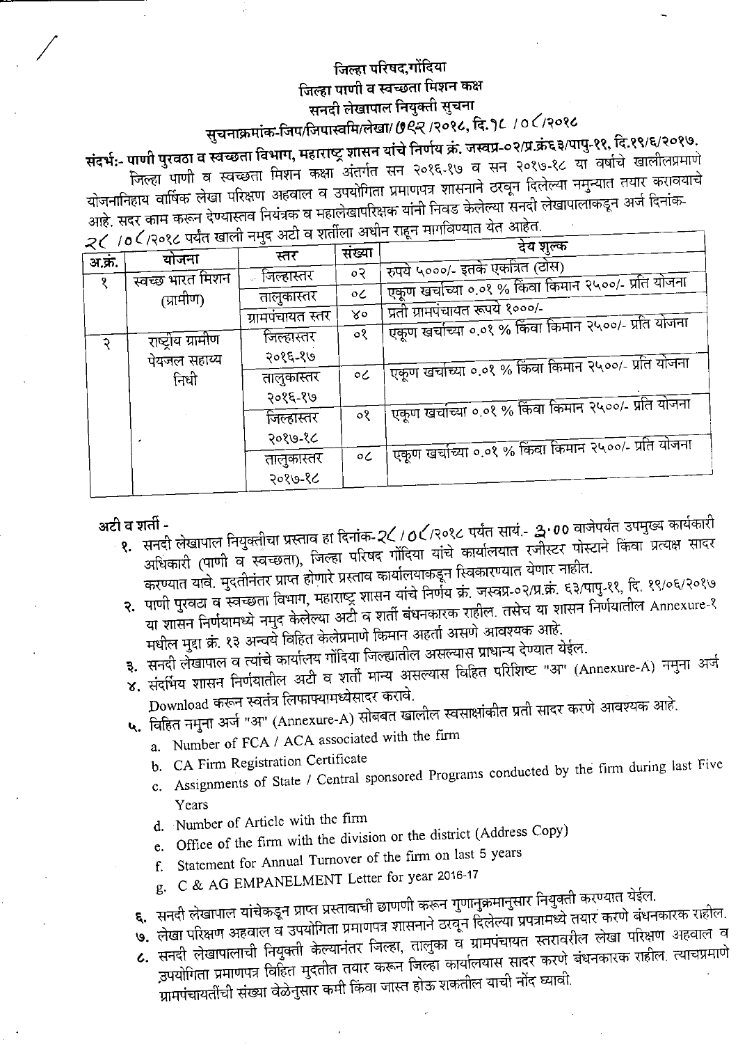# जिल्हा परिषद,गोंदिया

## जिल्हा पाणी व स्वच्छता मिशन कक्ष

## सनदी लेखापाल नियुक्ती सुचना

### सुचनाक्रमांक-जिप/जिपास्वमि/लेखा/ ७९२ /२०१८, दि.१८ /०८/२०१८

**संदर्भ:- पाणी पुरवठा व स्वच्छता विभाग, महाराष्ट्र शासन यांचे निर्णय क्रं. जस्वप्र-०२/प्र.क्रं६३/पापु-११, दि.१९/६/२०१७.**

जिल्हा पाणी व स्वच्छता मिशन कक्षा अंतर्गत सन २०१६-१७ व सन २०१७-१८ या वर्षाचे खालीलप्रमाणे योजनानिहाय वार्षिक लेखा परिक्षण अहवाल व उपयोगिता प्रमाणपत्र शासनाने ठरवून दिलेल्या नमुन्यात तयार करावयाचे आहे. सदर काम करून देण्यास्तव नियंत्रक व महालेखापरिक्षक यांनी निवड केलेल्या सनदी लेखापालाकडून अर्ज दिनांक- २८ /०८/२०१८ पर्यंत खाली नमुद अटी व शर्तीला अधीन राहून मागविण्यात येत आहेत.

| अ.क्रं. | योजना | स्तर | संख्या | देय शुल्क |
|---|---|---|---|---|
| १ | स्वच्छ भारत मिशन (ग्रामीण) | जिल्हास्तर | ०२ | रुपये ५०००/- इतके एकत्रित (टोस) |
| | | तालुकास्तर | ०८ | एकूण खर्चाच्या ०.०१ % किंवा किमान २५००/- प्रति योजना |
| | | ग्रामपंचायत स्तर | ४० | प्रती ग्रामपंचायत रूपये १०००/- |
| २ | राष्ट्रीय ग्रामीण पेयजल सहाय्य निधी | जिल्हास्तर २०१६-१७ | ०१ | एकूण खर्चाच्या ०.०१ % किंवा किमान २५००/- प्रति योजना |
| | | तालुकास्तर २०१६-१७ | ०८ | एकूण खर्चाच्या ०.०१ % किंवा किमान २५००/- प्रति योजना |
| | | जिल्हास्तर २०१७-१८ | ०१ | एकूण खर्चाच्या ०.०१ % किंवा किमान २५००/- प्रति योजना |
| | | तालुकास्तर २०१७-१८ | ०८ | एकूण खर्चाच्या ०.०१ % किंवा किमान २५००/- प्रति योजना |

**अटी व शर्ती -**

१. सनदी लेखापाल नियुक्तीचा प्रस्ताव हा दिनांक-२८ /०८/२०१८ पर्यंत सायं.- ३.०० वाजेपर्यंत उपमुख्य कार्यकारी अधिकारी (पाणी व स्वच्छता), जिल्हा परिषद गोंदिया यांचे कार्यालयात रजीस्टर पोस्टाने किंवा प्रत्यक्ष सादर करण्यात यावे. मुदतीनंतर प्राप्त होणारे प्रस्ताव कार्यालयाकडून स्विकारण्यात येणार नाहीत.

२. पाणी पुरवठा व स्वच्छता विभाग, महाराष्ट्र शासन यांचे निर्णय क्रं. जस्वप्र-०२/प्र.क्रं. ६३/पापु-११, दि. १९/०६/२०१७ या शासन निर्णयामध्ये नमुद केलेल्या अटी व शर्ती बंधनकारक राहील. तसेच या शासन निर्णयातील Annexure-१ मधील मुद्दा क्रं. १३ अन्वये विहित केलेप्रमाणे किमान अहर्ता असणे आवश्यक आहे.

३. सनदी लेखापाल व त्यांचे कार्यालय गोंदिया जिल्ह्यातील असल्यास प्राधान्य देण्यात येईल.

४. संदर्भिय शासन निर्णयातील अटी व शर्ती मान्य असल्यास विहित परिशिष्ट "अ" (Annexure-A) नमुना अर्ज Download करून स्वतंत्र लिफाफ्यामध्येसादर करावे.

५. विहित नमुना अर्ज "अ" (Annexure-A) सोबबत खालील स्वसाक्षांकीत प्रती सादर करणे आवश्यक आहे.

   a. Number of FCA / ACA associated with the firm
   b. CA Firm Registration Certificate
   c. Assignments of State / Central sponsored Programs conducted by the firm during last Five Years
   d. Number of Article with the firm
   e. Office of the firm with the division or the district (Address Copy)
   f. Statement for Annual Turnover of the firm on last 5 years
   g. C & AG EMPANELMENT Letter for year 2016-17

६. सनदी लेखापाल यांचेकडून प्राप्त प्रस्तावाची छाणणी करून गुणानुक्रमानुसार नियुक्ती करण्यात येईल.

७. लेखा परिक्षण अहवाल व उपयोगिता प्रमाणपत्र शासनाने ठरवून दिलेल्या प्रपत्रामध्ये तयार करणे बंधनकारक राहील.

८. सनदी लेखापालाची नियुक्ती केल्यानंतर जिल्हा, तालुका व ग्रामपंचायत स्तरावरील लेखा परिक्षण अहवाल व उपयोगिता प्रमाणपत्र विहित मुदतीत तयार करून जिल्हा कार्यालयास सादर करणे बंधनकारक राहील. त्याचप्रमाणे ग्रामपंचायतींची संख्या वेळेनुसार कमी किंवा जास्त होऊ शकतील याची नोंद घ्यावी.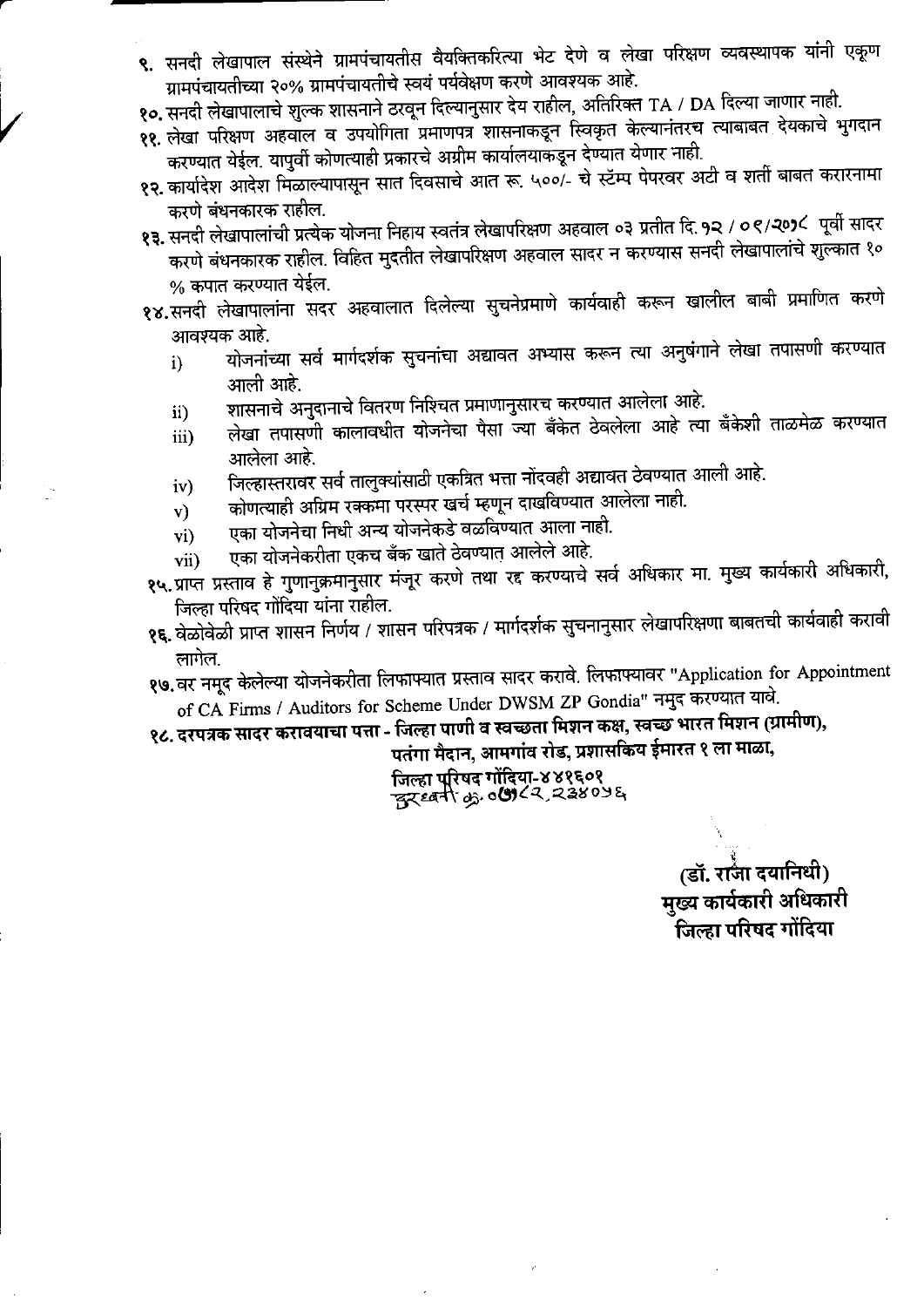९. सनदी लेखापाल संस्थेने ग्रामपंचायतीस वैयक्तिकरित्या भेट देणे व लेखा परिक्षण व्यवस्थापक यांनी एकूण ग्रामपंचायतीच्या २०% ग्रामपंचायतीचे स्वयं पर्यवेक्षण करणे आवश्यक आहे.

१०. सनदी लेखापालाचे शुल्क शासनाने ठरवून दिल्यानुसार देय राहील, अतिरिक्त TA / DA दिल्या जाणार नाही.

११. लेखा परिक्षण अहवाल व उपयोगिता प्रमाणपत्र शासनाकडून स्विकृत केल्यानंतरच त्याबाबत देयकाचे भुगदान करण्यात येईल. यापुर्वी कोणत्याही प्रकारचे अग्रीम कार्यालयाकडून देण्यात येणार नाही.

१२. कार्यादेश आदेश मिळाल्यापासून सात दिवसाचे आत रू. ५००/- चे स्टॅम्प पेपरवर अटी व शर्ती बाबत करारनामा करणे बंधनकारक राहील.

१३. सनदी लेखापालांची प्रत्येक योजना निहाय स्वतंत्र लेखापरिक्षण अहवाल ०३ प्रतीत दि. १२ / ०९/२०१८ पूर्वी सादर करणे बंधनकारक राहील. विहित मुदतीत लेखापरिक्षण अहवाल सादर न करण्यास सनदी लेखापालांचे शुल्कात १० % कपात करण्यात येईल.

१४. सनदी लेखापालांना सदर अहवालात दिलेल्या सुचनेप्रमाणे कार्यवाही करून खालील बाबी प्रमाणित करणे आवश्यक आहे.

i) योजनांच्या सर्व मार्गदर्शक सुचनांचा अद्यावत अभ्यास करून त्या अनुषंगाने लेखा तपासणी करण्यात आली आहे.

ii) शासनाचे अनुदानाचे वितरण निश्चित प्रमाणानुसारच करण्यात आलेला आहे.

iii) लेखा तपासणी कालावधीत योजनेचा पैसा ज्या बँकेत ठेवलेला आहे त्या बँकेशी ताळमेळ करण्यात आलेला आहे.

iv) जिल्हास्तरावर सर्व तालुक्यांसाठी एकत्रित भत्ता नोंदवही अद्यावत ठेवण्यात आली आहे.

v) कोणत्याही अग्रिम रक्कमा परस्पर खर्च म्हणून दाखविण्यात आलेला नाही.

vi) एका योजनेचा निधी अन्य योजनेकडे वळविण्यात आला नाही.

vii) एका योजनेकरीता एकच बँक खाते ठेवण्यात आलेले आहे.

१५. प्राप्त प्रस्ताव हे गुणानुक्रमानुसार मंजूर करणे तथा रद्द करण्याचे सर्व अधिकार मा. मुख्य कार्यकारी अधिकारी, जिल्हा परिषद गोंदिया यांना राहील.

१६. वेळोवेळी प्राप्त शासन निर्णय / शासन परिपत्रक / मार्गदर्शक सुचनानुसार लेखापरिक्षणा बाबतची कार्यवाही करावी लागेल.

१७. वर नमूद केलेल्या योजनेकरीता लिफाफ्यात प्रस्ताव सादर करावे. लिफाफ्यावर "Application for Appointment of CA Firms / Auditors for Scheme Under DWSM ZP Gondia" नमुद करण्यात यावे.

**१८. दरपत्रक सादर करावयाचा पत्ता - जिल्हा पाणी व स्वच्छता मिशन कक्ष, स्वच्छ भारत मिशन (ग्रामीण), पतंगा मैदान, आमगांव रोड, प्रशासकिय ईमारत १ ला माळा, जिल्हा परिषद गोंदिया-४४१६०१**

दुरध्वनी क्र. ०७१८२ २३४०५६

**(डॉ. राजा दयानिधी)**
**मुख्य कार्यकारी अधिकारी**
**जिल्हा परिषद गोंदिया**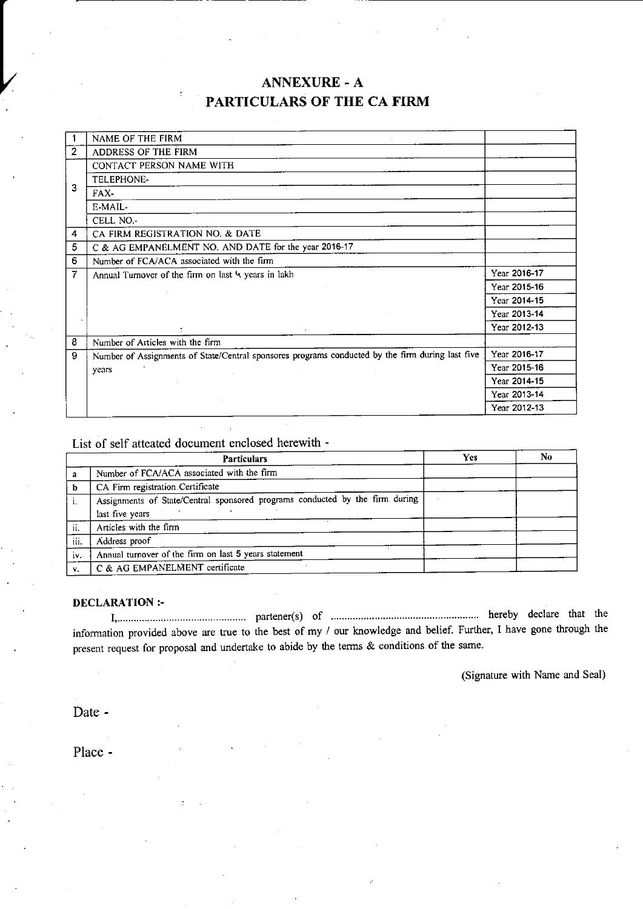# ANNEXURE - A
## PARTICULARS OF THE CA FIRM

| | | |
|---|---|---|
| 1 | NAME OF THE FIRM | |
| 2 | ADDRESS OF THE FIRM | |
| 3 | CONTACT PERSON NAME WITH | |
| | TELEPHONE- | |
| | FAX- | |
| | E-MAIL- | |
| | CELL NO.- | |
| 4 | CA FIRM REGISTRATION NO. & DATE | |
| 5 | C & AG EMPANELMENT NO. AND DATE for the year 2016-17 | |
| 6 | Number of FCA/ACA associated with the firm | |
| 7 | Annual Turnover of the firm on last 5 years in lakh | Year 2016-17 |
| | | Year 2015-16 |
| | | Year 2014-15 |
| | | Year 2013-14 |
| | | Year 2012-13 |
| 8 | Number of Articles with the firm | |
| 9 | Number of Assignments of State/Central sponsores programs conducted by the firm during last five years | Year 2016-17 |
| | | Year 2015-16 |
| | | Year 2014-15 |
| | | Year 2013-14 |
| | | Year 2012-13 |

List of self atteated document enclosed herewith -

| | Particulars | Yes | No |
|---|---|---|---|
| a | Number of FCA/ACA associated with the firm | | |
| b | CA Firm registration Certificate | | |
| i. | Assignments of State/Central sponsored programs conducted by the firm during last five years | | |
| ii. | Articles with the firm | | |
| iii. | Address proof | | |
| iv. | Annual turnover of the firm on last 5 years statement | | |
| v. | C & AG EMPANELMENT certificate | | |

**DECLARATION :-**

I,............................................. partener(s) of ..................................................... hereby declare that the information provided above are true to the best of my / our knowledge and belief. Further, I have gone through the present request for proposal and undertake to abide by the terms & conditions of the same.

(Signature with Name and Seal)

Date -

Place -